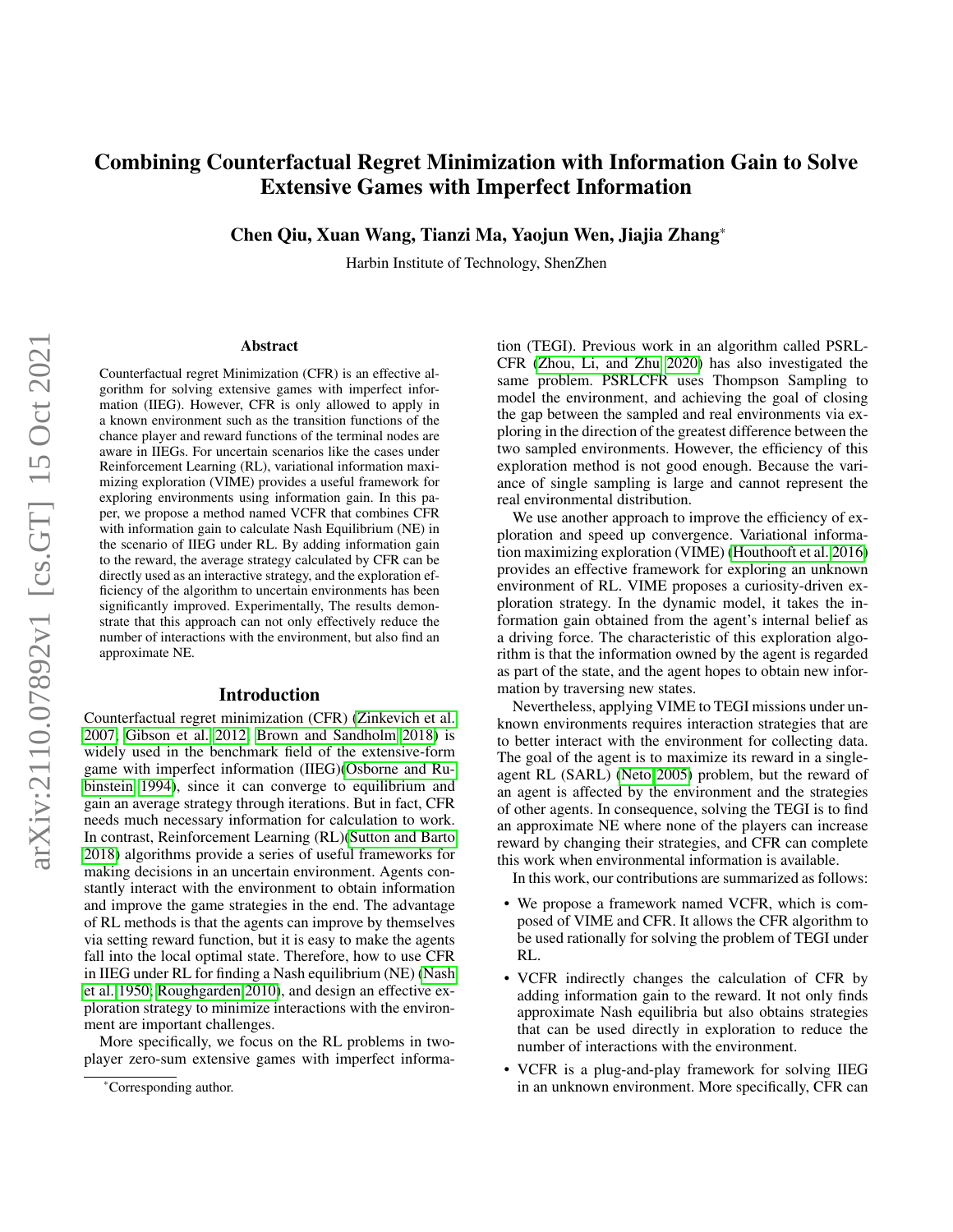# Combining Counterfactual Regret Minimization with Information Gain to Solve Extensive Games with Imperfect Information

**Chen Qiu, Xuan Wang, Tianzi Ma, Yaojun Wen, Jiajia Zhang***

Harbin Institute of Technology, ShenZhen

## Abstract

Counterfactual regret Minimization (CFR) is an effective algorithm for solving extensive games with imperfect information (IIEG). However, CFR is only allowed to apply in a known environment such as the transition functions of the chance player and reward functions of the terminal nodes are aware in IIEGs. For uncertain scenarios like the cases under Reinforcement Learning (RL), variational information maximizing exploration (VIME) provides a useful framework for exploring environments using information gain. In this paper, we propose a method named VCFR that combines CFR with information gain to calculate Nash Equilibrium (NE) in the scenario of IIEG under RL. By adding information gain to the reward, the average strategy calculated by CFR can be directly used as an interactive strategy, and the exploration efficiency of the algorithm to uncertain environments has been significantly improved. Experimentally, The results demonstrate that this approach can not only effectively reduce the number of interactions with the environment, but also find an approximate NE.

## Introduction

Counterfactual regret minimization (CFR) (Zinkevich et al. 2007; Gibson et al. 2012; Brown and Sandholm 2018) is widely used in the benchmark field of the extensive-form game with imperfect information (IIEG)(Osborne and Rubinstein 1994), since it can converge to equilibrium and gain an average strategy through iterations. But in fact, CFR needs much necessary information for calculation to work. In contrast, Reinforcement Learning (RL)(Sutton and Barto 2018) algorithms provide a series of useful frameworks for making decisions in an uncertain environment. Agents constantly interact with the environment to obtain information and improve the game strategies in the end. The advantage of RL methods is that the agents can improve by themselves via setting reward function, but it is easy to make the agents fall into the local optimal state. Therefore, how to use CFR in IIEG under RL for finding a Nash equilibrium (NE) (Nash et al. 1950; Roughgarden 2010), and design an effective exploration strategy to minimize interactions with the environment are important challenges.

More specifically, we focus on the RL problems in two-player zero-sum extensive games with imperfect information (TEGI). Previous work in an algorithm called PSRL-CFR (Zhou, Li, and Zhu 2020) has also investigated the same problem. PSRLCFR uses Thompson Sampling to model the environment, and achieving the goal of closing the gap between the sampled and real environments via exploring in the direction of the greatest difference between the two sampled environments. However, the efficiency of this exploration method is not good enough. Because the variance of single sampling is large and cannot represent the real environmental distribution.

We use another approach to improve the efficiency of exploration and speed up convergence. Variational information maximizing exploration (VIME) (Houthooft et al. 2016) provides an effective framework for exploring an unknown environment of RL. VIME proposes a curiosity-driven exploration strategy. In the dynamic model, it takes the information gain obtained from the agent's internal belief as a driving force. The characteristic of this exploration algorithm is that the information owned by the agent is regarded as part of the state, and the agent hopes to obtain new information by traversing new states.

Nevertheless, applying VIME to TEGI missions under unknown environments requires interaction strategies that are to better interact with the environment for collecting data. The goal of the agent is to maximize its reward in a single-agent RL (SARL) (Neto 2005) problem, but the reward of an agent is affected by the environment and the strategies of other agents. In consequence, solving the TEGI is to find an approximate NE where none of the players can increase reward by changing their strategies, and CFR can complete this work when environmental information is available.

In this work, our contributions are summarized as follows:

- We propose a framework named VCFR, which is composed of VIME and CFR. It allows the CFR algorithm to be used rationally for solving the problem of TEGI under RL.
- VCFR indirectly changes the calculation of CFR by adding information gain to the reward. It not only finds approximate Nash equilibria but also obtains strategies that can be used directly in exploration to reduce the number of interactions with the environment.
- VCFR is a plug-and-play framework for solving IIEG in an unknown environment. More specifically, CFR can

*Corresponding author.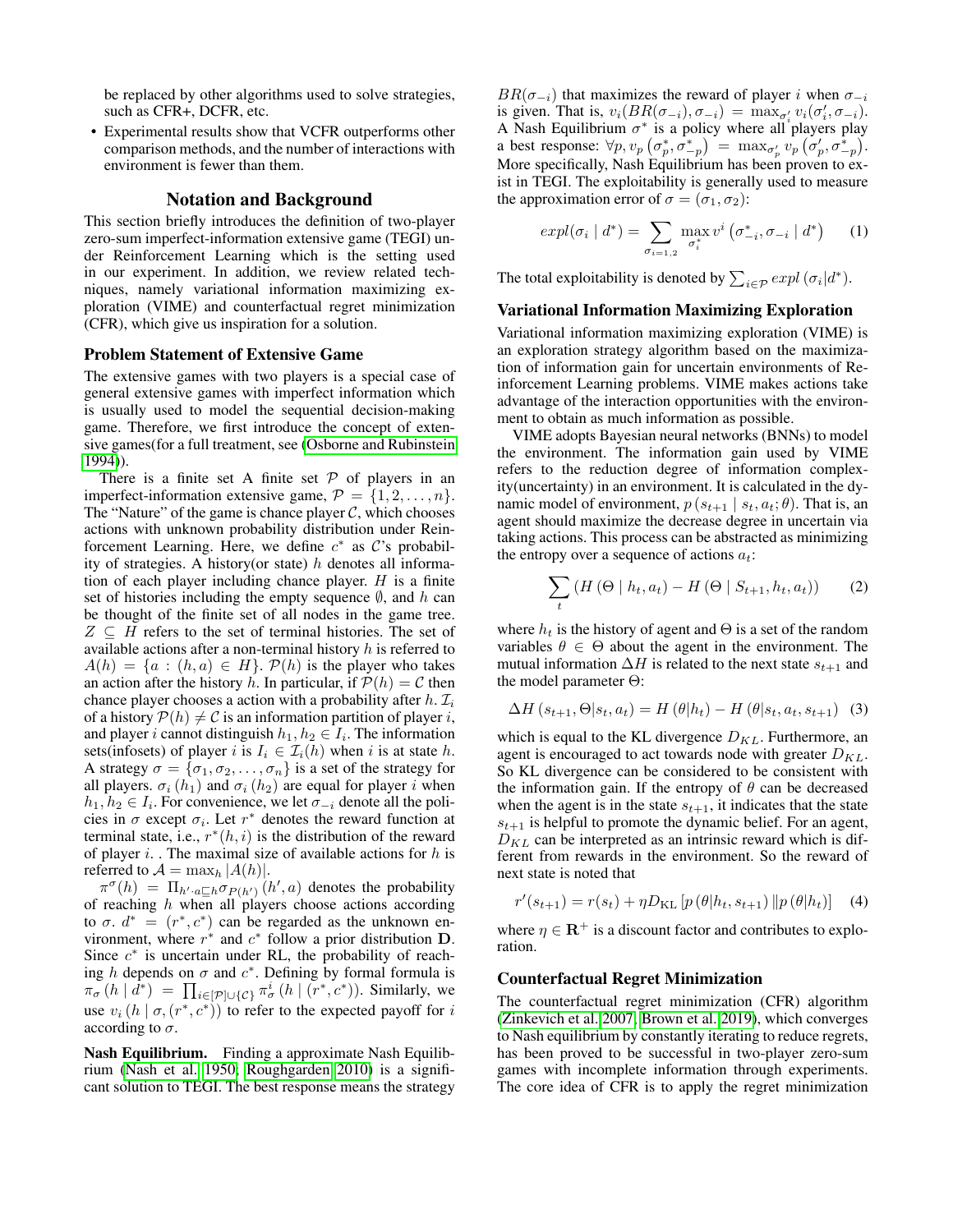be replaced by other algorithms used to solve strategies, such as CFR+, DCFR, etc.

- Experimental results show that VCFR outperforms other comparison methods, and the number of interactions with environment is fewer than them.

## Notation and Background

This section briefly introduces the definition of two-player zero-sum imperfect-information extensive game (TEGI) under Reinforcement Learning which is the setting used in our experiment. In addition, we review related techniques, namely variational information maximizing exploration (VIME) and counterfactual regret minimization (CFR), which give us inspiration for a solution.

### Problem Statement of Extensive Game

The extensive games with two players is a special case of general extensive games with imperfect information which is usually used to model the sequential decision-making game. Therefore, we first introduce the concept of extensive games(for a full treatment, see (Osborne and Rubinstein 1994)).

There is a finite set A finite set $\mathcal{P}$ of players in an imperfect-information extensive game, $\mathcal{P} = \{1, 2, \ldots, n\}$. The "Nature" of the game is chance player $\mathcal{C}$, which chooses actions with unknown probability distribution under Reinforcement Learning. Here, we define $c^*$ as $\mathcal{C}$'s probability of strategies. A history(or state) $h$ denotes all information of each player including chance player. $H$ is a finite set of histories including the empty sequence $\emptyset$, and $h$ can be thought of the finite set of all nodes in the game tree. $Z \subseteq H$ refers to the set of terminal histories. The set of available actions after a non-terminal history $h$ is referred to $A(h) = \{a : (h, a) \in H\}$. $\mathcal{P}(h)$ is the player who takes an action after the history $h$. In particular, if $\mathcal{P}(h) = \mathcal{C}$ then chance player chooses a action with a probability after $h$. $\mathcal{I}_i$ of a history $\mathcal{P}(h) \neq \mathcal{C}$ is an information partition of player $i$, and player $i$ cannot distinguish $h_1, h_2 \in I_i$. The information sets(infosets) of player $i$ is $I_i \in \mathcal{I}_i(h)$ when $i$ is at state $h$. A strategy $\sigma = \{\sigma_1, \sigma_2, \ldots, \sigma_n\}$ is a set of the strategy for all players. $\sigma_i(h_1)$ and $\sigma_i(h_2)$ are equal for player $i$ when $h_1, h_2 \in I_i$. For convenience, we let $\sigma_{-i}$ denote all the policies in $\sigma$ except $\sigma_i$. Let $r^*$ denotes the reward function at terminal state, i.e., $r^*(h, i)$ is the distribution of the reward of player $i$. . The maximal size of available actions for $h$ is referred to $\mathcal{A} = \max_h |A(h)|$.

$\pi^{\sigma}(h) = \Pi_{h' \cdot a \sqsubseteq h} \sigma_{P(h')}(h', a)$ denotes the probability of reaching $h$ when all players choose actions according to $\sigma$. $d^* = (r^*, c^*)$ can be regarded as the unknown environment, where $r^*$ and $c^*$ follow a prior distribution $\mathbf{D}$. Since $c^*$ is uncertain under RL, the probability of reaching $h$ depends on $\sigma$ and $c^*$. Defining by formal formula is $\pi_{\sigma}(h \mid d^*) = \prod_{i \in [\mathcal{P}] \cup \{\mathcal{C}\}} \pi_{\sigma}^{i}(h \mid (r^*, c^*))$. Similarly, we use $v_i(h \mid \sigma, (r^*, c^*))$ to refer to the expected payoff for $i$ according to $\sigma$.

**Nash Equilibrium.** Finding a approximate Nash Equilibrium (Nash et al. 1950; Roughgarden 2010) is a significant solution to TEGI. The best response means the strategy $BR(\sigma_{-i})$ that maximizes the reward of player $i$ when $\sigma_{-i}$ is given. That is, $v_i(BR(\sigma_{-i}), \sigma_{-i}) = \max_{\sigma_i'} v_i(\sigma_i', \sigma_{-i})$. A Nash Equilibrium $\sigma^*$ is a policy where all players play a best response: $\forall p, v_p(\sigma_p^*, \sigma_{-p}^*) = \max_{\sigma_p'} v_p(\sigma_p', \sigma_{-p}^*)$. More specifically, Nash Equilibrium has been proven to exist in TEGI. The exploitability is generally used to measure the approximation error of $\sigma = (\sigma_1, \sigma_2)$:

$$expl(\sigma_i \mid d^*) = \sum_{\sigma_{i=1,2}} \max_{\sigma_i^*} v^i(\sigma_{-i}^*, \sigma_{-i} \mid d^*) \tag{1}$$

The total exploitability is denoted by $\sum_{i \in \mathcal{P}} expl(\sigma_i | d^*)$.

### Variational Information Maximizing Exploration

Variational information maximizing exploration (VIME) is an exploration strategy algorithm based on the maximization of information gain for uncertain environments of Reinforcement Learning problems. VIME makes actions take advantage of the interaction opportunities with the environment to obtain as much information as possible.

VIME adopts Bayesian neural networks (BNNs) to model the environment. The information gain used by VIME refers to the reduction degree of information complexity(uncertainty) in an environment. It is calculated in the dynamic model of environment, $p(s_{t+1} \mid s_t, a_t; \theta)$. That is, an agent should maximize the decrease degree in uncertain via taking actions. This process can be abstracted as minimizing the entropy over a sequence of actions $a_t$:

$$\sum_t (H(\Theta \mid h_t, a_t) - H(\Theta \mid S_{t+1}, h_t, a_t)) \tag{2}$$

where $h_t$ is the history of agent and $\Theta$ is a set of the random variables $\theta \in \Theta$ about the agent in the environment. The mutual information $\Delta H$ is related to the next state $s_{t+1}$ and the model parameter $\Theta$:

$$\Delta H(s_{t+1}, \Theta | s_t, a_t) = H(\theta | h_t) - H(\theta | s_t, a_t, s_{t+1}) \tag{3}$$

which is equal to the KL divergence $D_{KL}$. Furthermore, an agent is encouraged to act towards node with greater $D_{KL}$. So KL divergence can be considered to be consistent with the information gain. If the entropy of $\theta$ can be decreased when the agent is in the state $s_{t+1}$, it indicates that the state $s_{t+1}$ is helpful to promote the dynamic belief. For an agent, $D_{KL}$ can be interpreted as an intrinsic reward which is different from rewards in the environment. So the reward of next state is noted that

$$r'(s_{t+1}) = r(s_t) + \eta D_{\mathrm{KL}}[p(\theta | h_t, s_{t+1}) \| p(\theta | h_t)] \tag{4}$$

where $\eta \in \mathbf{R}^+$ is a discount factor and contributes to exploration.

### Counterfactual Regret Minimization

The counterfactual regret minimization (CFR) algorithm (Zinkevich et al. 2007; Brown et al. 2019), which converges to Nash equilibrium by constantly iterating to reduce regrets, has been proved to be successful in two-player zero-sum games with incomplete information through experiments. The core idea of CFR is to apply the regret minimization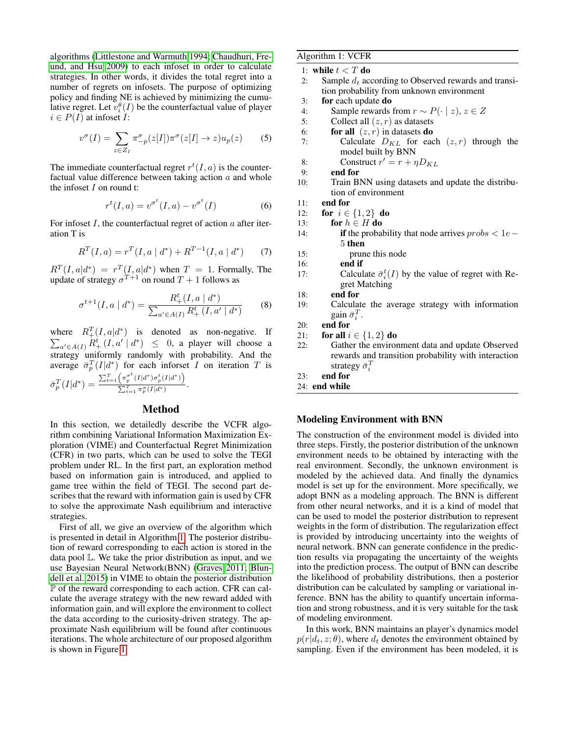algorithms (Littlestone and Warmuth 1994; Chaudhuri, Freund, and Hsu 2009) to each infoset in order to calculate strategies. In other words, it divides the total regret into a number of regrets on infosets. The purpose of optimizing policy and finding NE is achieved by minimizing the cumulative regret. Let $v_i^\theta(I)$ be the counterfactual value of player $i \in P(I)$ at infoset $I$:

$$v^\sigma(I) = \sum_{z \in Z_I} \pi_{-p}^\sigma(z[I]) \pi^\sigma(z[I] \to z) u_p(z) \tag{5}$$

The immediate counterfactual regret $r^t(I, a)$ is the counterfactual value difference between taking action $a$ and whole the infoset $I$ on round t:

$$r^t(I, a) = v^{\sigma^t}(I, a) - v^{\sigma^t}(I) \tag{6}$$

For infoset $I$, the counterfactual regret of action $a$ after iteration T is

$$R^T(I, a) = r^T(I, a \mid d^*) + R^{T-1}(I, a \mid d^*) \tag{7}$$

$R^T(I, a|d^*) = r^T(I, a|d^*)$ when $T = 1$. Formally, The update of strategy $\sigma^{T+1}$ on round $T+1$ follows as

$$\sigma^{t+1}(I, a \mid d^*) = \frac{R_+^t(I, a \mid d^*)}{\sum_{a' \in A(I)} R_+^t(I, a' \mid d^*)} \tag{8}$$

where $R_+^T(I, a|d^*)$ is denoted as non-negative. If $\sum_{a' \in A(I)} R_+^t(I, a' \mid d^*) \leq 0$, a player will choose a strategy uniformly randomly with probability. And the average $\bar{\sigma}_p^T(I|d^*)$ for each inforset $I$ on iteration $T$ is $\bar{\sigma}_p^T(I|d^*) = \frac{\sum_{t=1}^T \left(\pi_p^{\sigma^t}(I|d^*) \sigma_p^t(I|d^*)\right)}{\sum_{t=1}^T \pi_p^\sigma(I|d^*)}$.

## Method

In this section, we detailedly describe the VCFR algorithm combining Variational Information Maximization Exploration (VIME) and Counterfactual Regret Minimization (CFR) in two parts, which can be used to solve the TEGI problem under RL. In the first part, an exploration method based on information gain is introduced, and applied to game tree within the field of TEGI. The second part describes that the reward with information gain is used by CFR to solve the approximate Nash equilibrium and interactive strategies.

First of all, we give an overview of the algorithm which is presented in detail in Algorithm 1. The posterior distribution of reward corresponding to each action is stored in the data pool $\mathbb{L}$. We take the prior distribution as input, and we use Bayesian Neural Network(BNN) (Graves 2011; Blundell et al. 2015) in VIME to obtain the posterior distribution $\mathbb{P}$ of the reward corresponding to each action. CFR can calculate the average strategy with the new reward added with information gain, and will explore the environment to collect the data according to the curiosity-driven strategy. The approximate Nash equilibrium will be found after continuous iterations. The whole architecture of our proposed algorithm is shown in Figure 1.

**Algorithm 1: VCFR**

```
1: while t < T do
2:   Sample d_t according to Observed rewards and transition probability from unknown environment
3:   for each update do
4:     Sample rewards from r ~ P(· | z), z ∈ Z
5:     Collect all (z, r) as datasets
6:     for all (z, r) in datasets do
7:       Calculate D_KL for each (z, r) through the model built by BNN
8:       Construct r' = r + η D_KL
9:     end for
10:    Train BNN using datasets and update the distribution of environment
11:  end for
12:  for i ∈ {1, 2} do
13:    for h ∈ H do
14:      if the probability that node arrives probs < 1e−5 then
15:        prune this node
16:      end if
17:      Calculate σ̄_i^t(I) by the value of regret with Regret Matching
18:    end for
19:    Calculate the average strategy with information gain σ̄_i^T.
20:  end for
21:  for all i ∈ {1, 2} do
22:    Gather the environment data and update Observed rewards and transition probability with interaction strategy σ̄_i^T
23:  end for
24: end while
```

### Modeling Environment with BNN

The construction of the environment model is divided into three steps. Firstly, the posterior distribution of the unknown environment needs to be obtained by interacting with the real environment. Secondly, the unknown environment is modeled by the achieved data. And finally the dynamics model is set up for the environment. More specifically, we adopt BNN as a modeling approach. The BNN is different from other neural networks, and it is a kind of model that can be used to model the posterior distribution to represent weights in the form of distribution. The regularization effect is provided by introducing uncertainty into the weights of neural network. BNN can generate confidence in the prediction results via propagating the uncertainty of the weights into the prediction process. The output of BNN can describe the likelihood of probability distributions, then a posterior distribution can be calculated by sampling or variational inference. BNN has the ability to quantify uncertain information and strong robustness, and it is very suitable for the task of modeling environment.

In this work, BNN maintains an player's dynamics model $p(r|d_t, z; \theta)$, where $d_t$ denotes the environment obtained by sampling. Even if the environment has been modeled, it is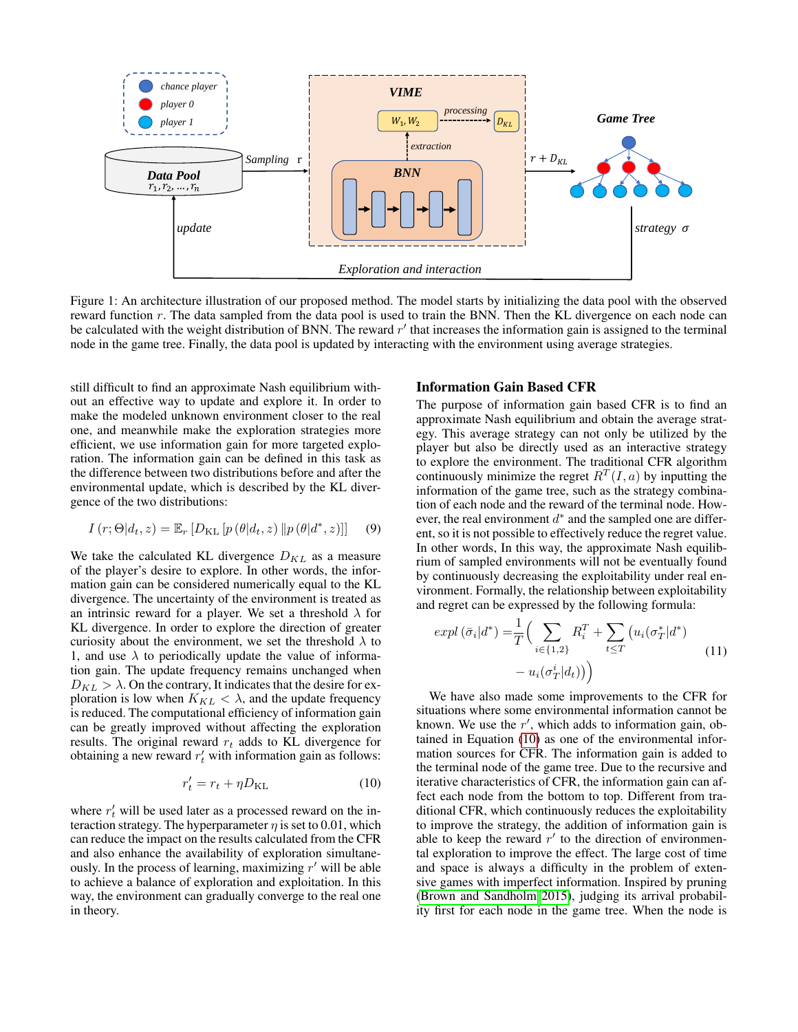Figure 1: An architecture illustration of our proposed method. The model starts by initializing the data pool with the observed reward function $r$. The data sampled from the data pool is used to train the BNN. Then the KL divergence on each node can be calculated with the weight distribution of BNN. The reward $r'$ that increases the information gain is assigned to the terminal node in the game tree. Finally, the data pool is updated by interacting with the environment using average strategies.

still difficult to find an approximate Nash equilibrium without an effective way to update and explore it. In order to make the modeled unknown environment closer to the real one, and meanwhile make the exploration strategies more efficient, we use information gain for more targeted exploration. The information gain can be defined in this task as the difference between two distributions before and after the environmental update, which is described by the KL divergence of the two distributions:

$$I(r; \Theta | d_t, z) = \mathbb{E}_r \left[ D_{\mathrm{KL}} \left[ p(\theta | d_t, z) \| p(\theta | d^*, z) \right] \right] \quad (9)$$

We take the calculated KL divergence $D_{KL}$ as a measure of the player's desire to explore. In other words, the information gain can be considered numerically equal to the KL divergence. The uncertainty of the environment is treated as an intrinsic reward for a player. We set a threshold $\lambda$ for KL divergence. In order to explore the direction of greater curiosity about the environment, we set the threshold $\lambda$ to 1, and use $\lambda$ to periodically update the value of information gain. The update frequency remains unchanged when $D_{KL} > \lambda$. On the contrary, It indicates that the desire for exploration is low when $K_{KL} < \lambda$, and the update frequency is reduced. The computational efficiency of information gain can be greatly improved without affecting the exploration results. The original reward $r_t$ adds to KL divergence for obtaining a new reward $r'_t$ with information gain as follows:

$$r'_t = r_t + \eta D_{\mathrm{KL}} \quad (10)$$

where $r'_t$ will be used later as a processed reward on the interaction strategy. The hyperparameter $\eta$ is set to 0.01, which can reduce the impact on the results calculated from the CFR and also enhance the availability of exploration simultaneously. In the process of learning, maximizing $r'$ will be able to achieve a balance of exploration and exploitation. In this way, the environment can gradually converge to the real one in theory.

## Information Gain Based CFR

The purpose of information gain based CFR is to find an approximate Nash equilibrium and obtain the average strategy. This average strategy can not only be utilized by the player but also be directly used as an interactive strategy to explore the environment. The traditional CFR algorithm continuously minimize the regret $R^T(I, a)$ by inputting the information of the game tree, such as the strategy combination of each node and the reward of the terminal node. However, the real environment $d^*$ and the sampled one are different, so it is not possible to effectively reduce the regret value. In other words, In this way, the approximate Nash equilibrium of sampled environments will not be eventually found by continuously decreasing the exploitability under real environment. Formally, the relationship between exploitability and regret can be expressed by the following formula:

$$\begin{aligned} expl\left(\bar{\sigma}_i | d^*\right) = & \frac{1}{T} \Big( \sum_{i \in \{1,2\}} R_i^T + \sum_{t \leq T} \big( u_i(\sigma_T^* | d^*) \\ & - u_i(\sigma_T^i | d_t) \big) \Big) \end{aligned} \quad (11)$$

We have also made some improvements to the CFR for situations where some environmental information cannot be known. We use the $r'$, which adds to information gain, obtained in Equation (10) as one of the environmental information sources for CFR. The information gain is added to the terminal node of the game tree. Due to the recursive and iterative characteristics of CFR, the information gain can affect each node from the bottom to top. Different from traditional CFR, which continuously reduces the exploitability to improve the strategy, the addition of information gain is able to keep the reward $r'$ to the direction of environmental exploration to improve the effect. The large cost of time and space is always a difficulty in the problem of extensive games with imperfect information. Inspired by pruning (Brown and Sandholm 2015), judging its arrival probability first for each node in the game tree. When the node is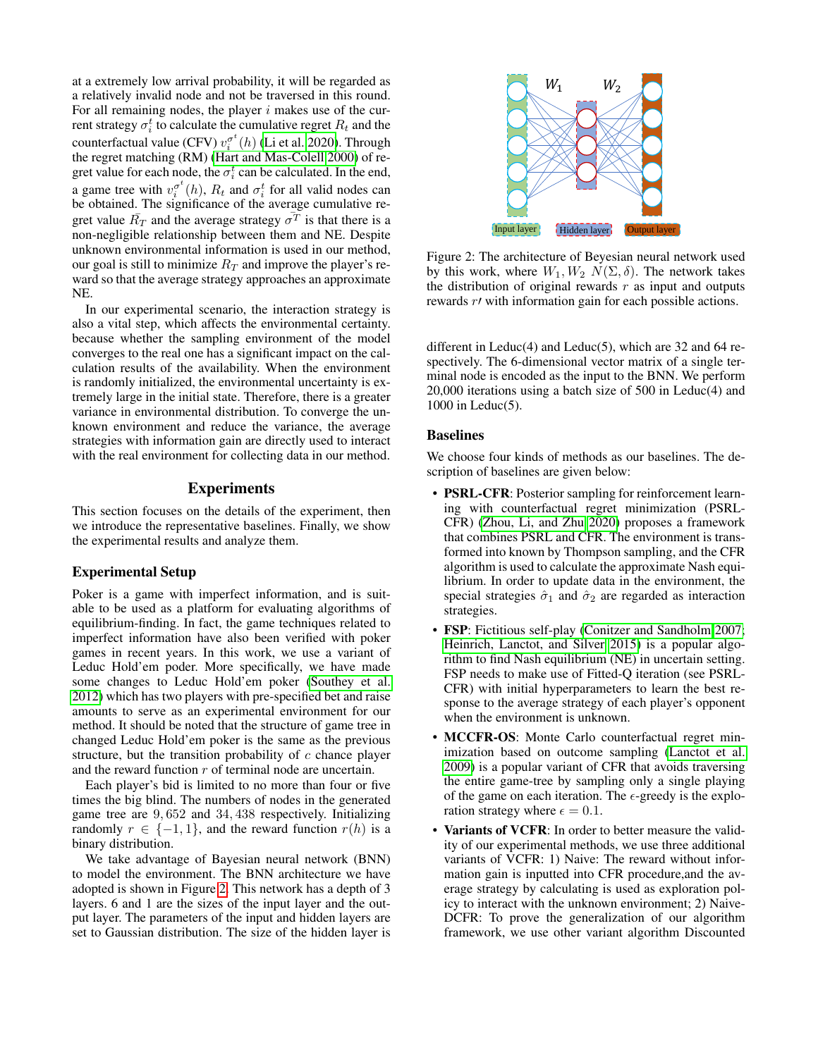at a extremely low arrival probability, it will be regarded as a relatively invalid node and not be traversed in this round. For all remaining nodes, the player $i$ makes use of the current strategy $\sigma_i^t$ to calculate the cumulative regret $R_t$ and the counterfactual value (CFV) $v_i^{\sigma^t}(h)$ (Li et al. 2020). Through the regret matching (RM) (Hart and Mas-Colell 2000) of regret value for each node, the $\sigma_i^t$ can be calculated. In the end, a game tree with $v_i^{\sigma^t}(h)$, $R_t$ and $\sigma_i^t$ for all valid nodes can be obtained. The significance of the average cumulative regret value $\bar{R}_T$ and the average strategy $\bar{\sigma^T}$ is that there is a non-negligible relationship between them and NE. Despite unknown environmental information is used in our method, our goal is still to minimize $R_T$ and improve the player's reward so that the average strategy approaches an approximate NE.

In our experimental scenario, the interaction strategy is also a vital step, which affects the environmental certainty. because whether the sampling environment of the model converges to the real one has a significant impact on the calculation results of the availability. When the environment is randomly initialized, the environmental uncertainty is extremely large in the initial state. Therefore, there is a greater variance in environmental distribution. To converge the unknown environment and reduce the variance, the average strategies with information gain are directly used to interact with the real environment for collecting data in our method.

## Experiments

This section focuses on the details of the experiment, then we introduce the representative baselines. Finally, we show the experimental results and analyze them.

### Experimental Setup

Poker is a game with imperfect information, and is suitable to be used as a platform for evaluating algorithms of equilibrium-finding. In fact, the game techniques related to imperfect information have also been verified with poker games in recent years. In this work, we use a variant of Leduc Hold'em poder. More specifically, we have made some changes to Leduc Hold'em poker (Southey et al. 2012) which has two players with pre-specified bet and raise amounts to serve as an experimental environment for our method. It should be noted that the structure of game tree in changed Leduc Hold'em poker is the same as the previous structure, but the transition probability of $c$ chance player and the reward function $r$ of terminal node are uncertain.

Each player's bid is limited to no more than four or five times the big blind. The numbers of nodes in the generated game tree are $9,652$ and $34,438$ respectively. Initializing randomly $r \in \{-1, 1\}$, and the reward function $r(h)$ is a binary distribution.

We take advantage of Bayesian neural network (BNN) to model the environment. The BNN architecture we have adopted is shown in Figure 2. This network has a depth of 3 layers. 6 and 1 are the sizes of the input layer and the output layer. The parameters of the input and hidden layers are set to Gaussian distribution. The size of the hidden layer is

Figure 2: The architecture of Beyesian neural network used by this work, where $W_1, W_2\ N(\Sigma, \delta)$. The network takes the distribution of original rewards $r$ as input and outputs rewards $r\prime$ with information gain for each possible actions.

different in Leduc(4) and Leduc(5), which are 32 and 64 respectively. The 6-dimensional vector matrix of a single terminal node is encoded as the input to the BNN. We perform 20,000 iterations using a batch size of 500 in Leduc(4) and 1000 in Leduc(5).

### Baselines

We choose four kinds of methods as our baselines. The description of baselines are given below:

- **PSRL-CFR**: Posterior sampling for reinforcement learning with counterfactual regret minimization (PSRL-CFR) (Zhou, Li, and Zhu 2020) proposes a framework that combines PSRL and CFR. The environment is transformed into known by Thompson sampling, and the CFR algorithm is used to calculate the approximate Nash equilibrium. In order to update data in the environment, the special strategies $\hat{\sigma}_1$ and $\hat{\sigma}_2$ are regarded as interaction strategies.
- **FSP**: Fictitious self-play (Conitzer and Sandholm 2007; Heinrich, Lanctot, and Silver 2015) is a popular algorithm to find Nash equilibrium (NE) in uncertain setting. FSP needs to make use of Fitted-Q iteration (see PSRL-CFR) with initial hyperparameters to learn the best response to the average strategy of each player's opponent when the environment is unknown.
- **MCCFR-OS**: Monte Carlo counterfactual regret minimization based on outcome sampling (Lanctot et al. 2009) is a popular variant of CFR that avoids traversing the entire game-tree by sampling only a single playing of the game on each iteration. The $\epsilon$-greedy is the exploration strategy where $\epsilon = 0.1$.
- **Variants of VCFR**: In order to better measure the validity of our experimental methods, we use three additional variants of VCFR: 1) Naive: The reward without information gain is inputted into CFR procedure,and the average strategy by calculating is used as exploration policy to interact with the unknown environment; 2) Naive-DCFR: To prove the generalization of our algorithm framework, we use other variant algorithm Discounted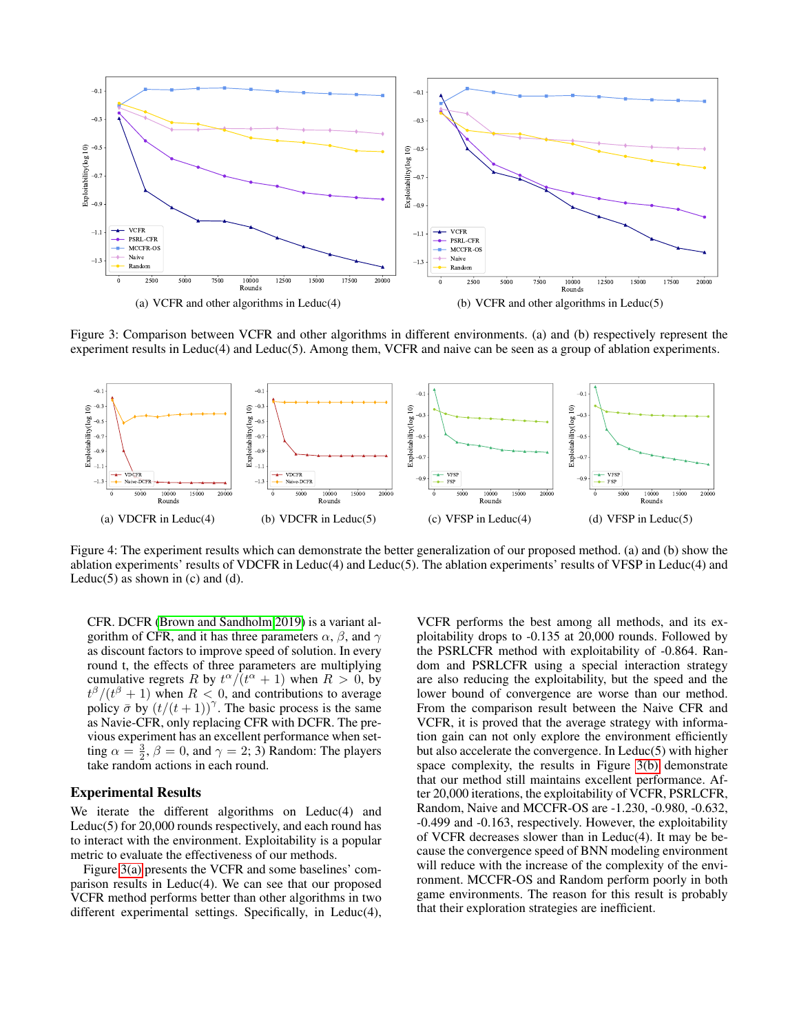(a) VCFR and other algorithms in Leduc(4)

(b) VCFR and other algorithms in Leduc(5)

Figure 3: Comparison between VCFR and other algorithms in different environments. (a) and (b) respectively represent the experiment results in Leduc(4) and Leduc(5). Among them, VCFR and naive can be seen as a group of ablation experiments.

(a) VDCFR in Leduc(4)

(b) VDCFR in Leduc(5)

(c) VFSP in Leduc(4)

(d) VFSP in Leduc(5)

Figure 4: The experiment results which can demonstrate the better generalization of our proposed method. (a) and (b) show the ablation experiments' results of VDCFR in Leduc(4) and Leduc(5). The ablation experiments' results of VFSP in Leduc(4) and Leduc(5) as shown in (c) and (d).

CFR. DCFR (Brown and Sandholm 2019) is a variant algorithm of CFR, and it has three parameters $\alpha$, $\beta$, and $\gamma$ as discount factors to improve speed of solution. In every round t, the effects of three parameters are multiplying cumulative regrets $R$ by $t^{\alpha}/(t^{\alpha}+1)$ when $R > 0$, by $t^{\beta}/(t^{\beta}+1)$ when $R < 0$, and contributions to average policy $\bar{\sigma}$ by $(t/(t+1))^{\gamma}$. The basic process is the same as Navie-CFR, only replacing CFR with DCFR. The previous experiment has an excellent performance when setting $\alpha = \frac{3}{2}$, $\beta = 0$, and $\gamma = 2$; 3) Random: The players take random actions in each round.

## Experimental Results

We iterate the different algorithms on Leduc(4) and Leduc(5) for 20,000 rounds respectively, and each round has to interact with the environment. Exploitability is a popular metric to evaluate the effectiveness of our methods.

Figure 3(a) presents the VCFR and some baselines' comparison results in Leduc(4). We can see that our proposed VCFR method performs better than other algorithms in two different experimental settings. Specifically, in Leduc(4), VCFR performs the best among all methods, and its exploitability drops to -0.135 at 20,000 rounds. Followed by the PSRLCFR method with exploitability of -0.864. Random and PSRLCFR using a special interaction strategy are also reducing the exploitability, but the speed and the lower bound of convergence are worse than our method. From the comparison result between the Naive CFR and VCFR, it is proved that the average strategy with information gain can not only explore the environment efficiently but also accelerate the convergence. In Leduc(5) with higher space complexity, the results in Figure 3(b) demonstrate that our method still maintains excellent performance. After 20,000 iterations, the exploitability of VCFR, PSRLCFR, Random, Naive and MCCFR-OS are -1.230, -0.980, -0.632, -0.499 and -0.163, respectively. However, the exploitability of VCFR decreases slower than in Leduc(4). It may be because the convergence speed of BNN modeling environment will reduce with the increase of the complexity of the environment. MCCFR-OS and Random perform poorly in both game environments. The reason for this result is probably that their exploration strategies are inefficient.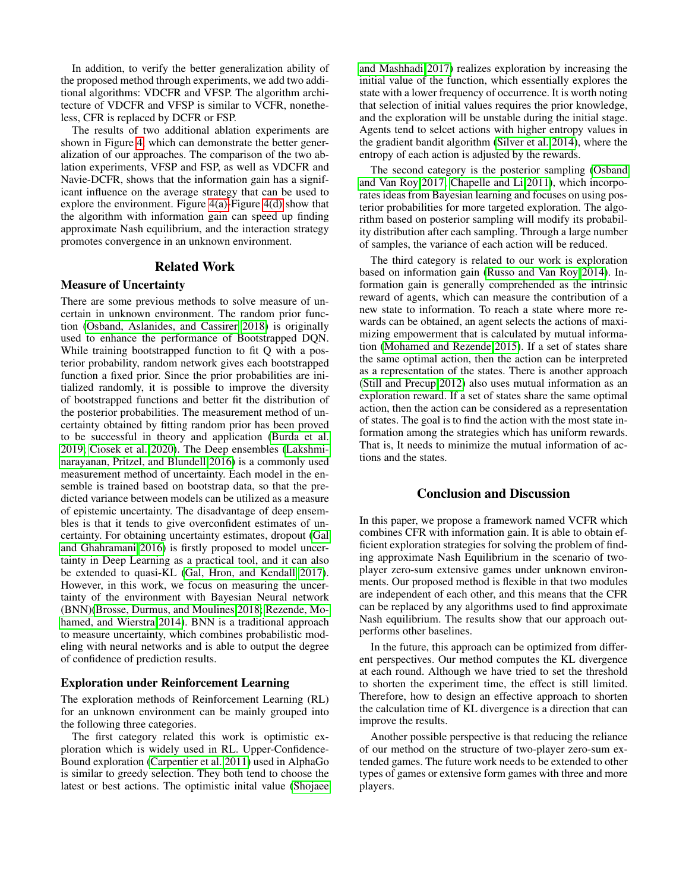In addition, to verify the better generalization ability of the proposed method through experiments, we add two additional algorithms: VDCFR and VFSP. The algorithm architecture of VDCFR and VFSP is similar to VCFR, nonetheless, CFR is replaced by DCFR or FSP.

The results of two additional ablation experiments are shown in Figure 4, which can demonstrate the better generalization of our approaches. The comparison of the two ablation experiments, VFSP and FSP, as well as VDCFR and Navie-DCFR, shows that the information gain has a significant influence on the average strategy that can be used to explore the environment. Figure 4(a)-Figure 4(d) show that the algorithm with information gain can speed up finding approximate Nash equilibrium, and the interaction strategy promotes convergence in an unknown environment.

## Related Work

### Measure of Uncertainty

There are some previous methods to solve measure of uncertain in unknown environment. The random prior function (Osband, Aslanides, and Cassirer 2018) is originally used to enhance the performance of Bootstrapped DQN. While training bootstrapped function to fit Q with a posterior probability, random network gives each bootstrapped function a fixed prior. Since the prior probabilities are initialized randomly, it is possible to improve the diversity of bootstrapped functions and better fit the distribution of the posterior probabilities. The measurement method of uncertainty obtained by fitting random prior has been proved to be successful in theory and application (Burda et al. 2019; Ciosek et al. 2020). The Deep ensembles (Lakshminarayanan, Pritzel, and Blundell 2016) is a commonly used measurement method of uncertainty. Each model in the ensemble is trained based on bootstrap data, so that the predicted variance between models can be utilized as a measure of epistemic uncertainty. The disadvantage of deep ensembles is that it tends to give overconfident estimates of uncertainty. For obtaining uncertainty estimates, dropout (Gal and Ghahramani 2016) is firstly proposed to model uncertainty in Deep Learning as a practical tool, and it can also be extended to quasi-KL (Gal, Hron, and Kendall 2017). However, in this work, we focus on measuring the uncertainty of the environment with Bayesian Neural network (BNN)(Brosse, Durmus, and Moulines 2018; Rezende, Mohamed, and Wierstra 2014). BNN is a traditional approach to measure uncertainty, which combines probabilistic modeling with neural networks and is able to output the degree of confidence of prediction results.

### Exploration under Reinforcement Learning

The exploration methods of Reinforcement Learning (RL) for an unknown environment can be mainly grouped into the following three categories.

The first category related this work is optimistic exploration which is widely used in RL. Upper-Confidence-Bound exploration (Carpentier et al. 2011) used in AlphaGo is similar to greedy selection. They both tend to choose the latest or best actions. The optimistic inital value (Shojaee and Mashhadi 2017) realizes exploration by increasing the initial value of the function, which essentially explores the state with a lower frequency of occurrence. It is worth noting that selection of initial values requires the prior knowledge, and the exploration will be unstable during the initial stage. Agents tend to selcet actions with higher entropy values in the gradient bandit algorithm (Silver et al. 2014), where the entropy of each action is adjusted by the rewards.

The second category is the posterior sampling (Osband and Van Roy 2017; Chapelle and Li 2011), which incorporates ideas from Bayesian learning and focuses on using posterior probabilities for more targeted exploration. The algorithm based on posterior sampling will modify its probability distribution after each sampling. Through a large number of samples, the variance of each action will be reduced.

The third category is related to our work is exploration based on information gain (Russo and Van Roy 2014). Information gain is generally comprehended as the intrinsic reward of agents, which can measure the contribution of a new state to information. To reach a state where more rewards can be obtained, an agent selects the actions of maximizing empowerment that is calculated by mutual information (Mohamed and Rezende 2015). If a set of states share the same optimal action, then the action can be interpreted as a representation of the states. There is another approach (Still and Precup 2012) also uses mutual information as an exploration reward. If a set of states share the same optimal action, then the action can be considered as a representation of states. The goal is to find the action with the most state information among the strategies which has uniform rewards. That is, It needs to minimize the mutual information of actions and the states.

## Conclusion and Discussion

In this paper, we propose a framework named VCFR which combines CFR with information gain. It is able to obtain efficient exploration strategies for solving the problem of finding approximate Nash Equilibrium in the scenario of two-player zero-sum extensive games under unknown environments. Our proposed method is flexible in that two modules are independent of each other, and this means that the CFR can be replaced by any algorithms used to find approximate Nash equilibrium. The results show that our approach outperforms other baselines.

In the future, this approach can be optimized from different perspectives. Our method computes the KL divergence at each round. Although we have tried to set the threshold to shorten the experiment time, the effect is still limited. Therefore, how to design an effective approach to shorten the calculation time of KL divergence is a direction that can improve the results.

Another possible perspective is that reducing the reliance of our method on the structure of two-player zero-sum extended games. The future work needs to be extended to other types of games or extensive form games with three and more players.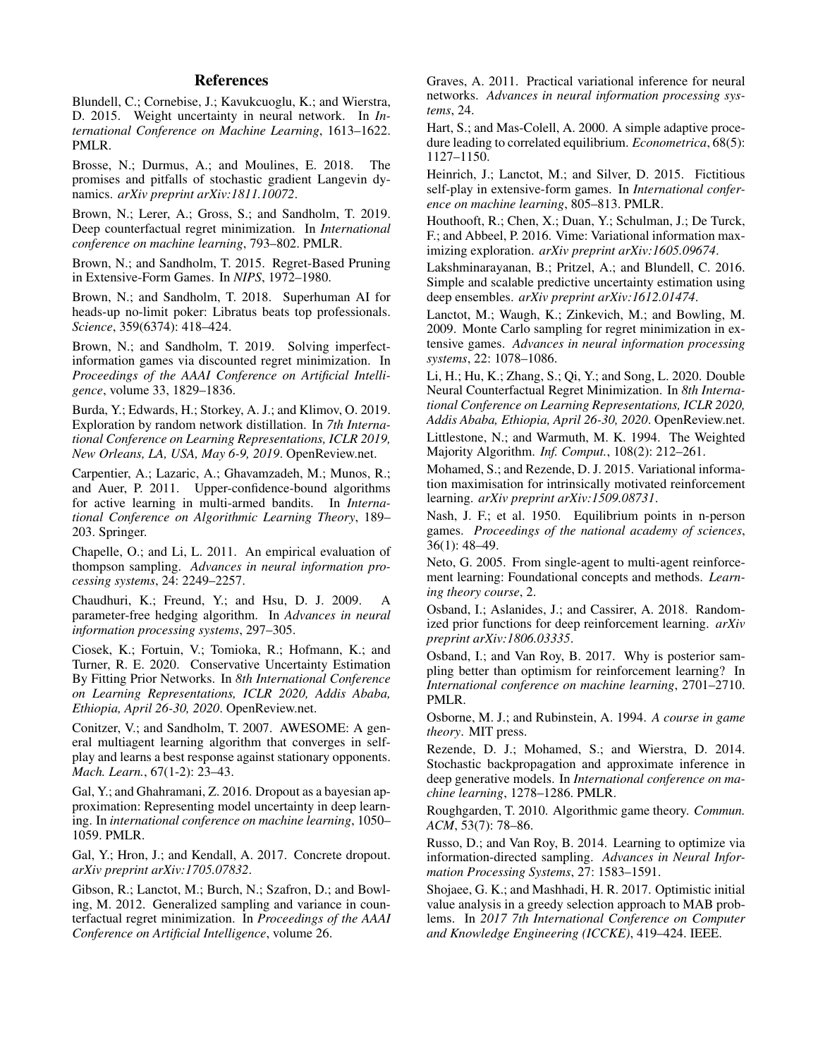## References

Blundell, C.; Cornebise, J.; Kavukcuoglu, K.; and Wierstra, D. 2015. Weight uncertainty in neural network. In *International Conference on Machine Learning*, 1613–1622. PMLR.

Brosse, N.; Durmus, A.; and Moulines, E. 2018. The promises and pitfalls of stochastic gradient Langevin dynamics. *arXiv preprint arXiv:1811.10072*.

Brown, N.; Lerer, A.; Gross, S.; and Sandholm, T. 2019. Deep counterfactual regret minimization. In *International conference on machine learning*, 793–802. PMLR.

Brown, N.; and Sandholm, T. 2015. Regret-Based Pruning in Extensive-Form Games. In *NIPS*, 1972–1980.

Brown, N.; and Sandholm, T. 2018. Superhuman AI for heads-up no-limit poker: Libratus beats top professionals. *Science*, 359(6374): 418–424.

Brown, N.; and Sandholm, T. 2019. Solving imperfect-information games via discounted regret minimization. In *Proceedings of the AAAI Conference on Artificial Intelligence*, volume 33, 1829–1836.

Burda, Y.; Edwards, H.; Storkey, A. J.; and Klimov, O. 2019. Exploration by random network distillation. In *7th International Conference on Learning Representations, ICLR 2019, New Orleans, LA, USA, May 6-9, 2019*. OpenReview.net.

Carpentier, A.; Lazaric, A.; Ghavamzadeh, M.; Munos, R.; and Auer, P. 2011. Upper-confidence-bound algorithms for active learning in multi-armed bandits. In *International Conference on Algorithmic Learning Theory*, 189–203. Springer.

Chapelle, O.; and Li, L. 2011. An empirical evaluation of thompson sampling. *Advances in neural information processing systems*, 24: 2249–2257.

Chaudhuri, K.; Freund, Y.; and Hsu, D. J. 2009. A parameter-free hedging algorithm. In *Advances in neural information processing systems*, 297–305.

Ciosek, K.; Fortuin, V.; Tomioka, R.; Hofmann, K.; and Turner, R. E. 2020. Conservative Uncertainty Estimation By Fitting Prior Networks. In *8th International Conference on Learning Representations, ICLR 2020, Addis Ababa, Ethiopia, April 26-30, 2020*. OpenReview.net.

Conitzer, V.; and Sandholm, T. 2007. AWESOME: A general multiagent learning algorithm that converges in self-play and learns a best response against stationary opponents. *Mach. Learn.*, 67(1-2): 23–43.

Gal, Y.; and Ghahramani, Z. 2016. Dropout as a bayesian approximation: Representing model uncertainty in deep learning. In *international conference on machine learning*, 1050–1059. PMLR.

Gal, Y.; Hron, J.; and Kendall, A. 2017. Concrete dropout. *arXiv preprint arXiv:1705.07832*.

Gibson, R.; Lanctot, M.; Burch, N.; Szafron, D.; and Bowling, M. 2012. Generalized sampling and variance in counterfactual regret minimization. In *Proceedings of the AAAI Conference on Artificial Intelligence*, volume 26.

Graves, A. 2011. Practical variational inference for neural networks. *Advances in neural information processing systems*, 24.

Hart, S.; and Mas-Colell, A. 2000. A simple adaptive procedure leading to correlated equilibrium. *Econometrica*, 68(5): 1127–1150.

Heinrich, J.; Lanctot, M.; and Silver, D. 2015. Fictitious self-play in extensive-form games. In *International conference on machine learning*, 805–813. PMLR.

Houthooft, R.; Chen, X.; Duan, Y.; Schulman, J.; De Turck, F.; and Abbeel, P. 2016. Vime: Variational information maximizing exploration. *arXiv preprint arXiv:1605.09674*.

Lakshminarayanan, B.; Pritzel, A.; and Blundell, C. 2016. Simple and scalable predictive uncertainty estimation using deep ensembles. *arXiv preprint arXiv:1612.01474*.

Lanctot, M.; Waugh, K.; Zinkevich, M.; and Bowling, M. 2009. Monte Carlo sampling for regret minimization in extensive games. *Advances in neural information processing systems*, 22: 1078–1086.

Li, H.; Hu, K.; Zhang, S.; Qi, Y.; and Song, L. 2020. Double Neural Counterfactual Regret Minimization. In *8th International Conference on Learning Representations, ICLR 2020, Addis Ababa, Ethiopia, April 26-30, 2020*. OpenReview.net.

Littlestone, N.; and Warmuth, M. K. 1994. The Weighted Majority Algorithm. *Inf. Comput.*, 108(2): 212–261.

Mohamed, S.; and Rezende, D. J. 2015. Variational information maximisation for intrinsically motivated reinforcement learning. *arXiv preprint arXiv:1509.08731*.

Nash, J. F.; et al. 1950. Equilibrium points in n-person games. *Proceedings of the national academy of sciences*, 36(1): 48–49.

Neto, G. 2005. From single-agent to multi-agent reinforcement learning: Foundational concepts and methods. *Learning theory course*, 2.

Osband, I.; Aslanides, J.; and Cassirer, A. 2018. Randomized prior functions for deep reinforcement learning. *arXiv preprint arXiv:1806.03335*.

Osband, I.; and Van Roy, B. 2017. Why is posterior sampling better than optimism for reinforcement learning? In *International conference on machine learning*, 2701–2710. PMLR.

Osborne, M. J.; and Rubinstein, A. 1994. *A course in game theory*. MIT press.

Rezende, D. J.; Mohamed, S.; and Wierstra, D. 2014. Stochastic backpropagation and approximate inference in deep generative models. In *International conference on machine learning*, 1278–1286. PMLR.

Roughgarden, T. 2010. Algorithmic game theory. *Commun. ACM*, 53(7): 78–86.

Russo, D.; and Van Roy, B. 2014. Learning to optimize via information-directed sampling. *Advances in Neural Information Processing Systems*, 27: 1583–1591.

Shojaee, G. K.; and Mashhadi, H. R. 2017. Optimistic initial value analysis in a greedy selection approach to MAB problems. In *2017 7th International Conference on Computer and Knowledge Engineering (ICCKE)*, 419–424. IEEE.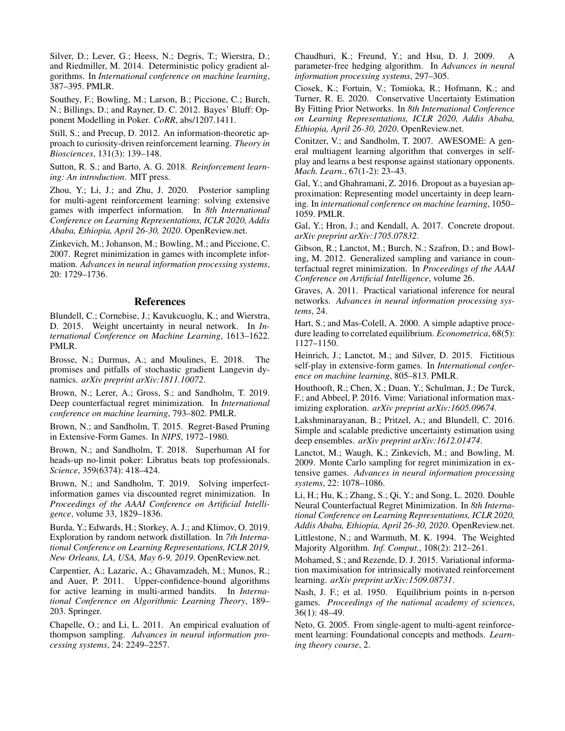Silver, D.; Lever, G.; Heess, N.; Degris, T.; Wierstra, D.; and Riedmiller, M. 2014. Deterministic policy gradient algorithms. In *International conference on machine learning*, 387–395. PMLR.

Southey, F.; Bowling, M.; Larson, B.; Piccione, C.; Burch, N.; Billings, D.; and Rayner, D. C. 2012. Bayes' Bluff: Opponent Modelling in Poker. *CoRR*, abs/1207.1411.

Still, S.; and Precup, D. 2012. An information-theoretic approach to curiosity-driven reinforcement learning. *Theory in Biosciences*, 131(3): 139–148.

Sutton, R. S.; and Barto, A. G. 2018. *Reinforcement learning: An introduction*. MIT press.

Zhou, Y.; Li, J.; and Zhu, J. 2020. Posterior sampling for multi-agent reinforcement learning: solving extensive games with imperfect information. In *8th International Conference on Learning Representations, ICLR 2020, Addis Ababa, Ethiopia, April 26-30, 2020*. OpenReview.net.

Zinkevich, M.; Johanson, M.; Bowling, M.; and Piccione, C. 2007. Regret minimization in games with incomplete information. *Advances in neural information processing systems*, 20: 1729–1736.

## References

Blundell, C.; Cornebise, J.; Kavukcuoglu, K.; and Wierstra, D. 2015. Weight uncertainty in neural network. In *International Conference on Machine Learning*, 1613–1622. PMLR.

Brosse, N.; Durmus, A.; and Moulines, E. 2018. The promises and pitfalls of stochastic gradient Langevin dynamics. *arXiv preprint arXiv:1811.10072*.

Brown, N.; Lerer, A.; Gross, S.; and Sandholm, T. 2019. Deep counterfactual regret minimization. In *International conference on machine learning*, 793–802. PMLR.

Brown, N.; and Sandholm, T. 2015. Regret-Based Pruning in Extensive-Form Games. In *NIPS*, 1972–1980.

Brown, N.; and Sandholm, T. 2018. Superhuman AI for heads-up no-limit poker: Libratus beats top professionals. *Science*, 359(6374): 418–424.

Brown, N.; and Sandholm, T. 2019. Solving imperfect-information games via discounted regret minimization. In *Proceedings of the AAAI Conference on Artificial Intelligence*, volume 33, 1829–1836.

Burda, Y.; Edwards, H.; Storkey, A. J.; and Klimov, O. 2019. Exploration by random network distillation. In *7th International Conference on Learning Representations, ICLR 2019, New Orleans, LA, USA, May 6-9, 2019*. OpenReview.net.

Carpentier, A.; Lazaric, A.; Ghavamzadeh, M.; Munos, R.; and Auer, P. 2011. Upper-confidence-bound algorithms for active learning in multi-armed bandits. In *International Conference on Algorithmic Learning Theory*, 189–203. Springer.

Chapelle, O.; and Li, L. 2011. An empirical evaluation of thompson sampling. *Advances in neural information processing systems*, 24: 2249–2257.

Chaudhuri, K.; Freund, Y.; and Hsu, D. J. 2009. A parameter-free hedging algorithm. In *Advances in neural information processing systems*, 297–305.

Ciosek, K.; Fortuin, V.; Tomioka, R.; Hofmann, K.; and Turner, R. E. 2020. Conservative Uncertainty Estimation By Fitting Prior Networks. In *8th International Conference on Learning Representations, ICLR 2020, Addis Ababa, Ethiopia, April 26-30, 2020*. OpenReview.net.

Conitzer, V.; and Sandholm, T. 2007. AWESOME: A general multiagent learning algorithm that converges in self-play and learns a best response against stationary opponents. *Mach. Learn.*, 67(1-2): 23–43.

Gal, Y.; and Ghahramani, Z. 2016. Dropout as a bayesian approximation: Representing model uncertainty in deep learning. In *international conference on machine learning*, 1050–1059. PMLR.

Gal, Y.; Hron, J.; and Kendall, A. 2017. Concrete dropout. *arXiv preprint arXiv:1705.07832*.

Gibson, R.; Lanctot, M.; Burch, N.; Szafron, D.; and Bowling, M. 2012. Generalized sampling and variance in counterfactual regret minimization. In *Proceedings of the AAAI Conference on Artificial Intelligence*, volume 26.

Graves, A. 2011. Practical variational inference for neural networks. *Advances in neural information processing systems*, 24.

Hart, S.; and Mas-Colell, A. 2000. A simple adaptive procedure leading to correlated equilibrium. *Econometrica*, 68(5): 1127–1150.

Heinrich, J.; Lanctot, M.; and Silver, D. 2015. Fictitious self-play in extensive-form games. In *International conference on machine learning*, 805–813. PMLR.

Houthooft, R.; Chen, X.; Duan, Y.; Schulman, J.; De Turck, F.; and Abbeel, P. 2016. Vime: Variational information maximizing exploration. *arXiv preprint arXiv:1605.09674*.

Lakshminarayanan, B.; Pritzel, A.; and Blundell, C. 2016. Simple and scalable predictive uncertainty estimation using deep ensembles. *arXiv preprint arXiv:1612.01474*.

Lanctot, M.; Waugh, K.; Zinkevich, M.; and Bowling, M. 2009. Monte Carlo sampling for regret minimization in extensive games. *Advances in neural information processing systems*, 22: 1078–1086.

Li, H.; Hu, K.; Zhang, S.; Qi, Y.; and Song, L. 2020. Double Neural Counterfactual Regret Minimization. In *8th International Conference on Learning Representations, ICLR 2020, Addis Ababa, Ethiopia, April 26-30, 2020*. OpenReview.net.

Littlestone, N.; and Warmuth, M. K. 1994. The Weighted Majority Algorithm. *Inf. Comput.*, 108(2): 212–261.

Mohamed, S.; and Rezende, D. J. 2015. Variational information maximisation for intrinsically motivated reinforcement learning. *arXiv preprint arXiv:1509.08731*.

Nash, J. F.; et al. 1950. Equilibrium points in n-person games. *Proceedings of the national academy of sciences*, 36(1): 48–49.

Neto, G. 2005. From single-agent to multi-agent reinforcement learning: Foundational concepts and methods. *Learning theory course*, 2.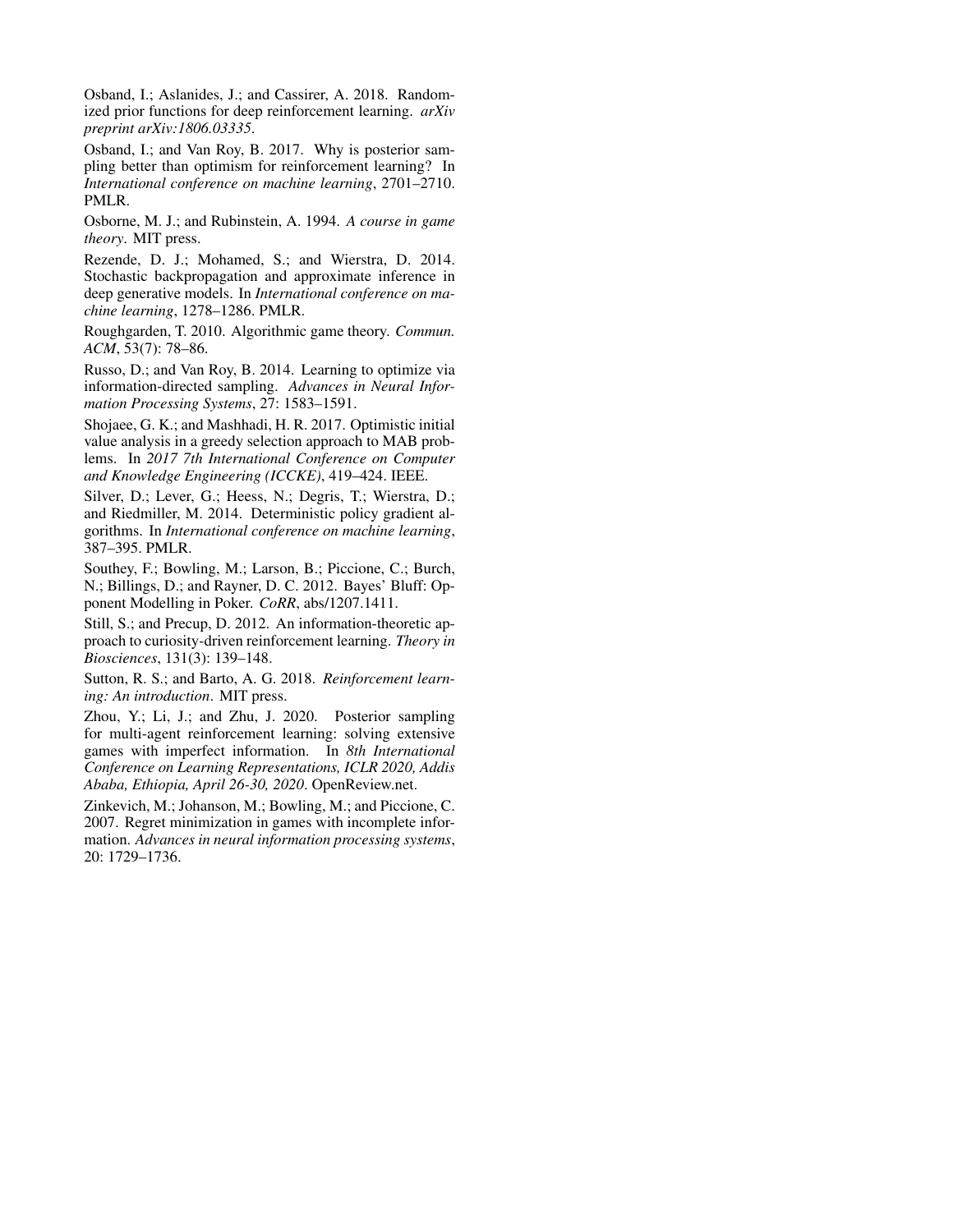Osband, I.; Aslanides, J.; and Cassirer, A. 2018. Randomized prior functions for deep reinforcement learning. *arXiv preprint arXiv:1806.03335*.

Osband, I.; and Van Roy, B. 2017. Why is posterior sampling better than optimism for reinforcement learning? In *International conference on machine learning*, 2701–2710. PMLR.

Osborne, M. J.; and Rubinstein, A. 1994. *A course in game theory*. MIT press.

Rezende, D. J.; Mohamed, S.; and Wierstra, D. 2014. Stochastic backpropagation and approximate inference in deep generative models. In *International conference on machine learning*, 1278–1286. PMLR.

Roughgarden, T. 2010. Algorithmic game theory. *Commun. ACM*, 53(7): 78–86.

Russo, D.; and Van Roy, B. 2014. Learning to optimize via information-directed sampling. *Advances in Neural Information Processing Systems*, 27: 1583–1591.

Shojaee, G. K.; and Mashhadi, H. R. 2017. Optimistic initial value analysis in a greedy selection approach to MAB problems. In *2017 7th International Conference on Computer and Knowledge Engineering (ICCKE)*, 419–424. IEEE.

Silver, D.; Lever, G.; Heess, N.; Degris, T.; Wierstra, D.; and Riedmiller, M. 2014. Deterministic policy gradient algorithms. In *International conference on machine learning*, 387–395. PMLR.

Southey, F.; Bowling, M.; Larson, B.; Piccione, C.; Burch, N.; Billings, D.; and Rayner, D. C. 2012. Bayes' Bluff: Opponent Modelling in Poker. *CoRR*, abs/1207.1411.

Still, S.; and Precup, D. 2012. An information-theoretic approach to curiosity-driven reinforcement learning. *Theory in Biosciences*, 131(3): 139–148.

Sutton, R. S.; and Barto, A. G. 2018. *Reinforcement learning: An introduction*. MIT press.

Zhou, Y.; Li, J.; and Zhu, J. 2020. Posterior sampling for multi-agent reinforcement learning: solving extensive games with imperfect information. In *8th International Conference on Learning Representations, ICLR 2020, Addis Ababa, Ethiopia, April 26-30, 2020*. OpenReview.net.

Zinkevich, M.; Johanson, M.; Bowling, M.; and Piccione, C. 2007. Regret minimization in games with incomplete information. *Advances in neural information processing systems*, 20: 1729–1736.